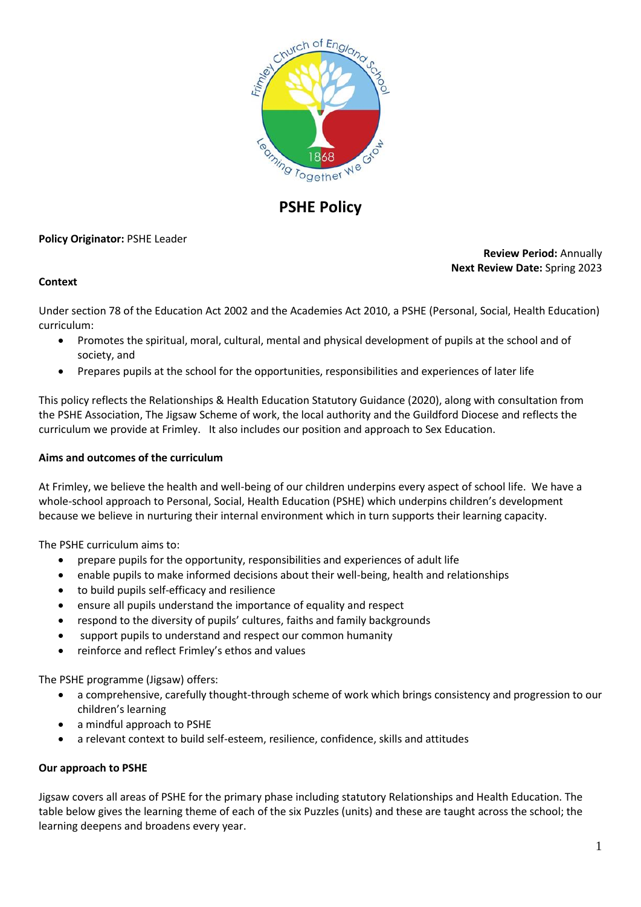# PSHE Policy

**Policy Originator:** PSHE Leader

**Review Period:** Annually
**Next Review Date:** Spring 2023

**Context**

Under section 78 of the Education Act 2002 and the Academies Act 2010, a PSHE (Personal, Social, Health Education) curriculum:

- Promotes the spiritual, moral, cultural, mental and physical development of pupils at the school and of society, and
- Prepares pupils at the school for the opportunities, responsibilities and experiences of later life

This policy reflects the Relationships & Health Education Statutory Guidance (2020), along with consultation from the PSHE Association, The Jigsaw Scheme of work, the local authority and the Guildford Diocese and reflects the curriculum we provide at Frimley. It also includes our position and approach to Sex Education.

**Aims and outcomes of the curriculum**

At Frimley, we believe the health and well-being of our children underpins every aspect of school life. We have a whole-school approach to Personal, Social, Health Education (PSHE) which underpins children's development because we believe in nurturing their internal environment which in turn supports their learning capacity.

The PSHE curriculum aims to:

- prepare pupils for the opportunity, responsibilities and experiences of adult life
- enable pupils to make informed decisions about their well-being, health and relationships
- to build pupils self-efficacy and resilience
- ensure all pupils understand the importance of equality and respect
- respond to the diversity of pupils' cultures, faiths and family backgrounds
- support pupils to understand and respect our common humanity
- reinforce and reflect Frimley's ethos and values

The PSHE programme (Jigsaw) offers:

- a comprehensive, carefully thought-through scheme of work which brings consistency and progression to our children's learning
- a mindful approach to PSHE
- a relevant context to build self-esteem, resilience, confidence, skills and attitudes

**Our approach to PSHE**

Jigsaw covers all areas of PSHE for the primary phase including statutory Relationships and Health Education. The table below gives the learning theme of each of the six Puzzles (units) and these are taught across the school; the learning deepens and broadens every year.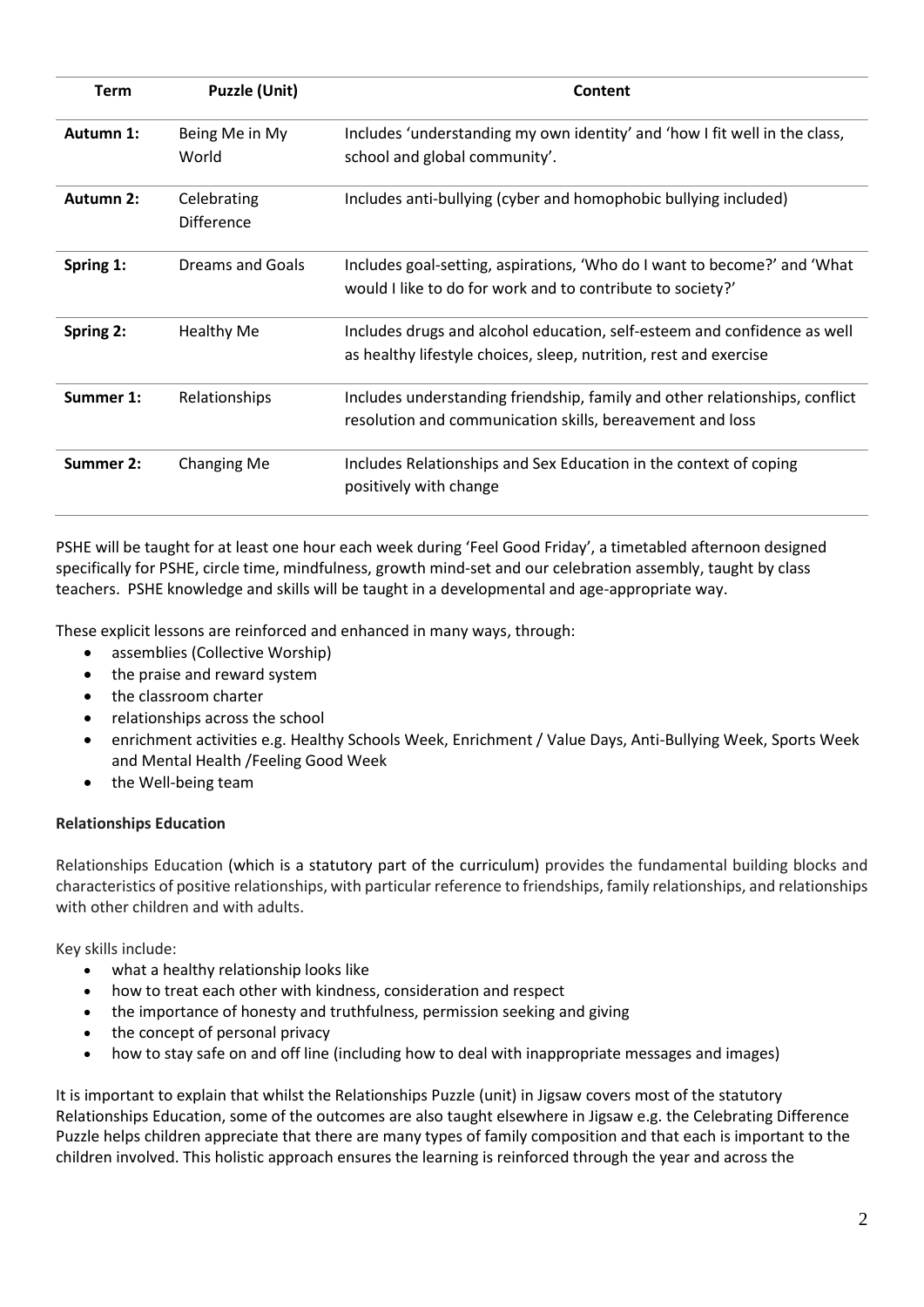| Term | Puzzle (Unit) | Content |
| --- | --- | --- |
| **Autumn 1:** | Being Me in My World | Includes 'understanding my own identity' and 'how I fit well in the class, school and global community'. |
| **Autumn 2:** | Celebrating Difference | Includes anti-bullying (cyber and homophobic bullying included) |
| **Spring 1:** | Dreams and Goals | Includes goal-setting, aspirations, 'Who do I want to become?' and 'What would I like to do for work and to contribute to society?' |
| **Spring 2:** | Healthy Me | Includes drugs and alcohol education, self-esteem and confidence as well as healthy lifestyle choices, sleep, nutrition, rest and exercise |
| **Summer 1:** | Relationships | Includes understanding friendship, family and other relationships, conflict resolution and communication skills, bereavement and loss |
| **Summer 2:** | Changing Me | Includes Relationships and Sex Education in the context of coping positively with change |

PSHE will be taught for at least one hour each week during 'Feel Good Friday', a timetabled afternoon designed specifically for PSHE, circle time, mindfulness, growth mind-set and our celebration assembly, taught by class teachers. PSHE knowledge and skills will be taught in a developmental and age-appropriate way.

These explicit lessons are reinforced and enhanced in many ways, through:

- assemblies (Collective Worship)
- the praise and reward system
- the classroom charter
- relationships across the school
- enrichment activities e.g. Healthy Schools Week, Enrichment / Value Days, Anti-Bullying Week, Sports Week and Mental Health /Feeling Good Week
- the Well-being team

**Relationships Education**

Relationships Education (which is a statutory part of the curriculum) provides the fundamental building blocks and characteristics of positive relationships, with particular reference to friendships, family relationships, and relationships with other children and with adults.

Key skills include:

- what a healthy relationship looks like
- how to treat each other with kindness, consideration and respect
- the importance of honesty and truthfulness, permission seeking and giving
- the concept of personal privacy
- how to stay safe on and off line (including how to deal with inappropriate messages and images)

It is important to explain that whilst the Relationships Puzzle (unit) in Jigsaw covers most of the statutory Relationships Education, some of the outcomes are also taught elsewhere in Jigsaw e.g. the Celebrating Difference Puzzle helps children appreciate that there are many types of family composition and that each is important to the children involved. This holistic approach ensures the learning is reinforced through the year and across the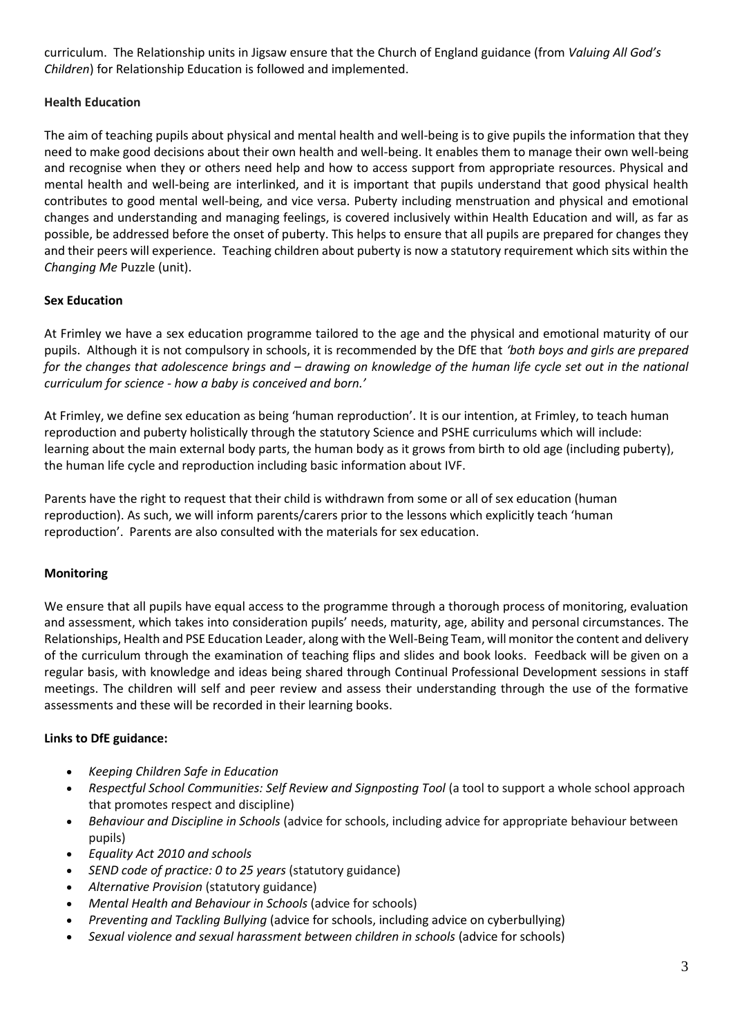curriculum. The Relationship units in Jigsaw ensure that the Church of England guidance (from *Valuing All God's Children*) for Relationship Education is followed and implemented.

**Health Education**

The aim of teaching pupils about physical and mental health and well-being is to give pupils the information that they need to make good decisions about their own health and well-being. It enables them to manage their own well-being and recognise when they or others need help and how to access support from appropriate resources. Physical and mental health and well-being are interlinked, and it is important that pupils understand that good physical health contributes to good mental well-being, and vice versa. Puberty including menstruation and physical and emotional changes and understanding and managing feelings, is covered inclusively within Health Education and will, as far as possible, be addressed before the onset of puberty. This helps to ensure that all pupils are prepared for changes they and their peers will experience. Teaching children about puberty is now a statutory requirement which sits within the *Changing Me* Puzzle (unit).

**Sex Education**

At Frimley we have a sex education programme tailored to the age and the physical and emotional maturity of our pupils. Although it is not compulsory in schools, it is recommended by the DfE that *'both boys and girls are prepared for the changes that adolescence brings and – drawing on knowledge of the human life cycle set out in the national curriculum for science - how a baby is conceived and born.'*

At Frimley, we define sex education as being 'human reproduction'. It is our intention, at Frimley, to teach human reproduction and puberty holistically through the statutory Science and PSHE curriculums which will include: learning about the main external body parts, the human body as it grows from birth to old age (including puberty), the human life cycle and reproduction including basic information about IVF.

Parents have the right to request that their child is withdrawn from some or all of sex education (human reproduction). As such, we will inform parents/carers prior to the lessons which explicitly teach 'human reproduction'. Parents are also consulted with the materials for sex education.

**Monitoring**

We ensure that all pupils have equal access to the programme through a thorough process of monitoring, evaluation and assessment, which takes into consideration pupils' needs, maturity, age, ability and personal circumstances. The Relationships, Health and PSE Education Leader, along with the Well-Being Team, will monitor the content and delivery of the curriculum through the examination of teaching flips and slides and book looks. Feedback will be given on a regular basis, with knowledge and ideas being shared through Continual Professional Development sessions in staff meetings. The children will self and peer review and assess their understanding through the use of the formative assessments and these will be recorded in their learning books.

**Links to DfE guidance:**

- *Keeping Children Safe in Education*
- *Respectful School Communities: Self Review and Signposting Tool* (a tool to support a whole school approach that promotes respect and discipline)
- *Behaviour and Discipline in Schools* (advice for schools, including advice for appropriate behaviour between pupils)
- *Equality Act 2010 and schools*
- *SEND code of practice: 0 to 25 years* (statutory guidance)
- *Alternative Provision* (statutory guidance)
- *Mental Health and Behaviour in Schools* (advice for schools)
- *Preventing and Tackling Bullying* (advice for schools, including advice on cyberbullying)
- *Sexual violence and sexual harassment between children in schools* (advice for schools)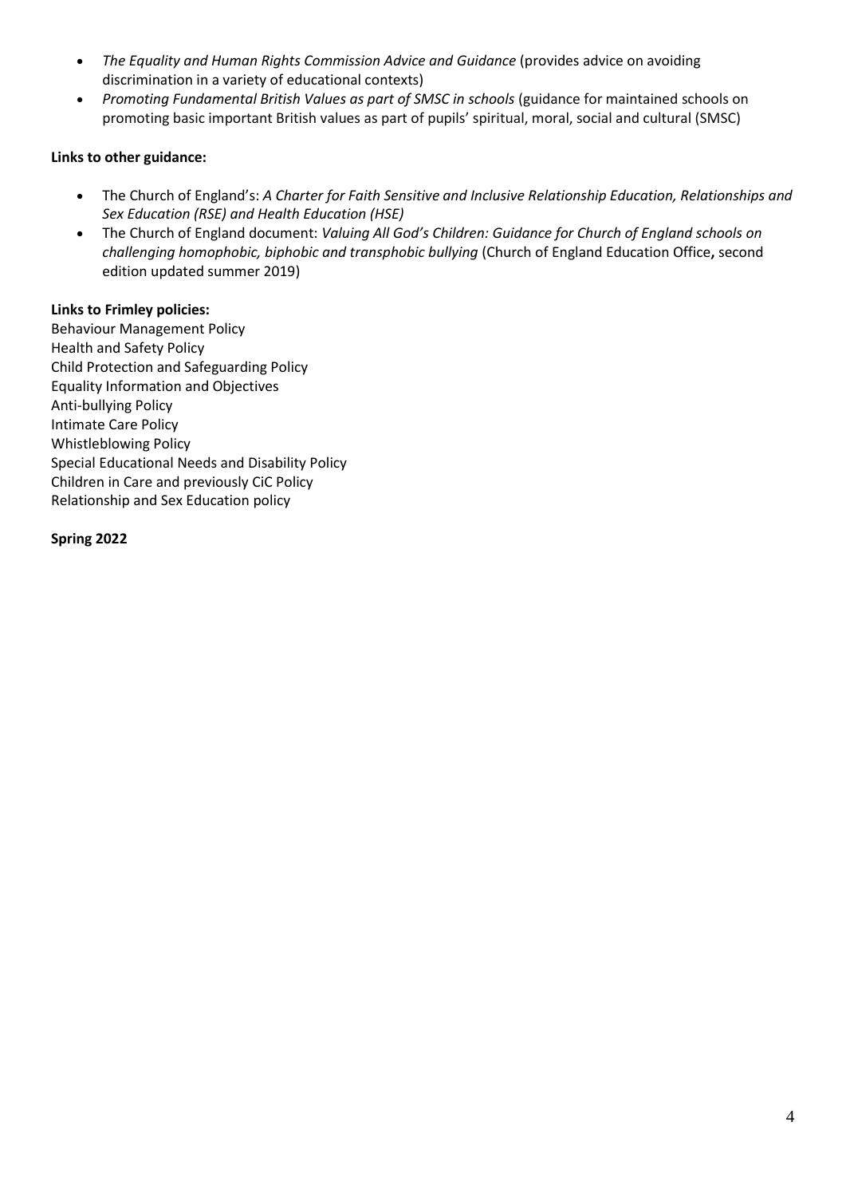- *The Equality and Human Rights Commission Advice and Guidance* (provides advice on avoiding discrimination in a variety of educational contexts)
- *Promoting Fundamental British Values as part of SMSC in schools* (guidance for maintained schools on promoting basic important British values as part of pupils' spiritual, moral, social and cultural (SMSC)

**Links to other guidance:**

- The Church of England's: *A Charter for Faith Sensitive and Inclusive Relationship Education, Relationships and Sex Education (RSE) and Health Education (HSE)*
- The Church of England document: *Valuing All God's Children: Guidance for Church of England schools on challenging homophobic, biphobic and transphobic bullying* (Church of England Education Office**,** second edition updated summer 2019)

**Links to Frimley policies:**

Behaviour Management Policy
Health and Safety Policy
Child Protection and Safeguarding Policy
Equality Information and Objectives
Anti-bullying Policy
Intimate Care Policy
Whistleblowing Policy
Special Educational Needs and Disability Policy
Children in Care and previously CiC Policy
Relationship and Sex Education policy

**Spring 2022**